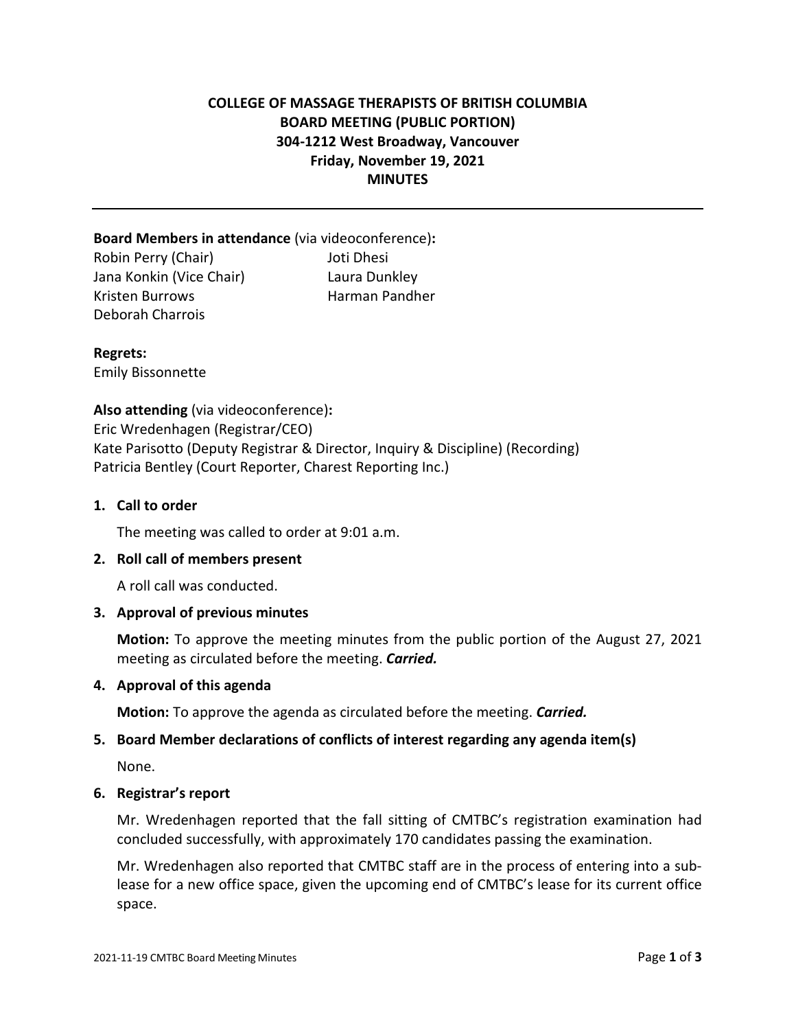**COLLEGE OF MASSAGE THERAPISTS OF BRITISH COLUMBIA**
**BOARD MEETING (PUBLIC PORTION)**
**304-1212 West Broadway, Vancouver**
**Friday, November 19, 2021**
**MINUTES**

---

**Board Members in attendance** (via videoconference)**:**

Robin Perry (Chair)
Jana Konkin (Vice Chair)
Kristen Burrows
Deborah Charrois
Joti Dhesi
Laura Dunkley
Harman Pandher

**Regrets:**

Emily Bissonnette

**Also attending** (via videoconference)**:**

Eric Wredenhagen (Registrar/CEO)
Kate Parisotto (Deputy Registrar & Director, Inquiry & Discipline) (Recording)
Patricia Bentley (Court Reporter, Charest Reporting Inc.)

**1. Call to order**

The meeting was called to order at 9:01 a.m.

**2. Roll call of members present**

A roll call was conducted.

**3. Approval of previous minutes**

**Motion:** To approve the meeting minutes from the public portion of the August 27, 2021 meeting as circulated before the meeting. ***Carried.***

**4. Approval of this agenda**

**Motion:** To approve the agenda as circulated before the meeting. ***Carried.***

**5. Board Member declarations of conflicts of interest regarding any agenda item(s)**

None.

**6. Registrar's report**

Mr. Wredenhagen reported that the fall sitting of CMTBC's registration examination had concluded successfully, with approximately 170 candidates passing the examination.

Mr. Wredenhagen also reported that CMTBC staff are in the process of entering into a sub-lease for a new office space, given the upcoming end of CMTBC's lease for its current office space.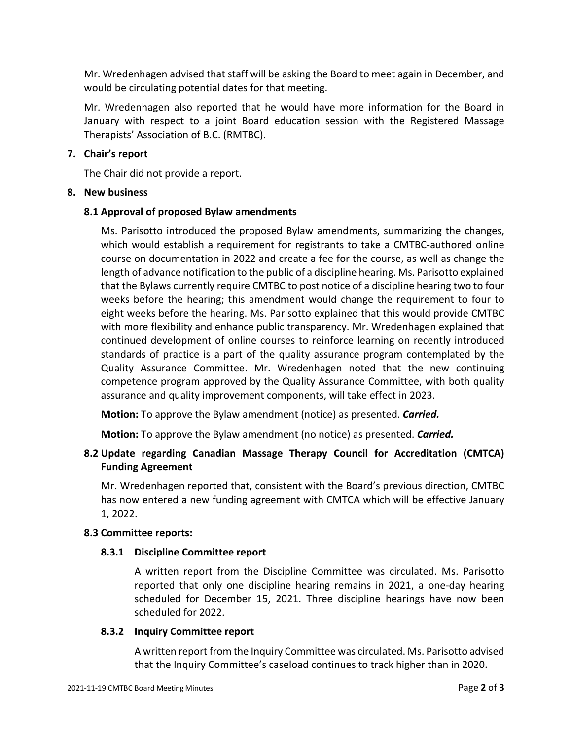Mr. Wredenhagen advised that staff will be asking the Board to meet again in December, and would be circulating potential dates for that meeting.

Mr. Wredenhagen also reported that he would have more information for the Board in January with respect to a joint Board education session with the Registered Massage Therapists' Association of B.C. (RMTBC).

**7. Chair's report**

The Chair did not provide a report.

**8. New business**

**8.1 Approval of proposed Bylaw amendments**

Ms. Parisotto introduced the proposed Bylaw amendments, summarizing the changes, which would establish a requirement for registrants to take a CMTBC-authored online course on documentation in 2022 and create a fee for the course, as well as change the length of advance notification to the public of a discipline hearing. Ms. Parisotto explained that the Bylaws currently require CMTBC to post notice of a discipline hearing two to four weeks before the hearing; this amendment would change the requirement to four to eight weeks before the hearing. Ms. Parisotto explained that this would provide CMTBC with more flexibility and enhance public transparency. Mr. Wredenhagen explained that continued development of online courses to reinforce learning on recently introduced standards of practice is a part of the quality assurance program contemplated by the Quality Assurance Committee. Mr. Wredenhagen noted that the new continuing competence program approved by the Quality Assurance Committee, with both quality assurance and quality improvement components, will take effect in 2023.

**Motion:** To approve the Bylaw amendment (notice) as presented. ***Carried.***

**Motion:** To approve the Bylaw amendment (no notice) as presented. ***Carried.***

**8.2 Update regarding Canadian Massage Therapy Council for Accreditation (CMTCA) Funding Agreement**

Mr. Wredenhagen reported that, consistent with the Board's previous direction, CMTBC has now entered a new funding agreement with CMTCA which will be effective January 1, 2022.

**8.3 Committee reports:**

**8.3.1 Discipline Committee report**

A written report from the Discipline Committee was circulated. Ms. Parisotto reported that only one discipline hearing remains in 2021, a one-day hearing scheduled for December 15, 2021. Three discipline hearings have now been scheduled for 2022.

**8.3.2 Inquiry Committee report**

A written report from the Inquiry Committee was circulated. Ms. Parisotto advised that the Inquiry Committee's caseload continues to track higher than in 2020.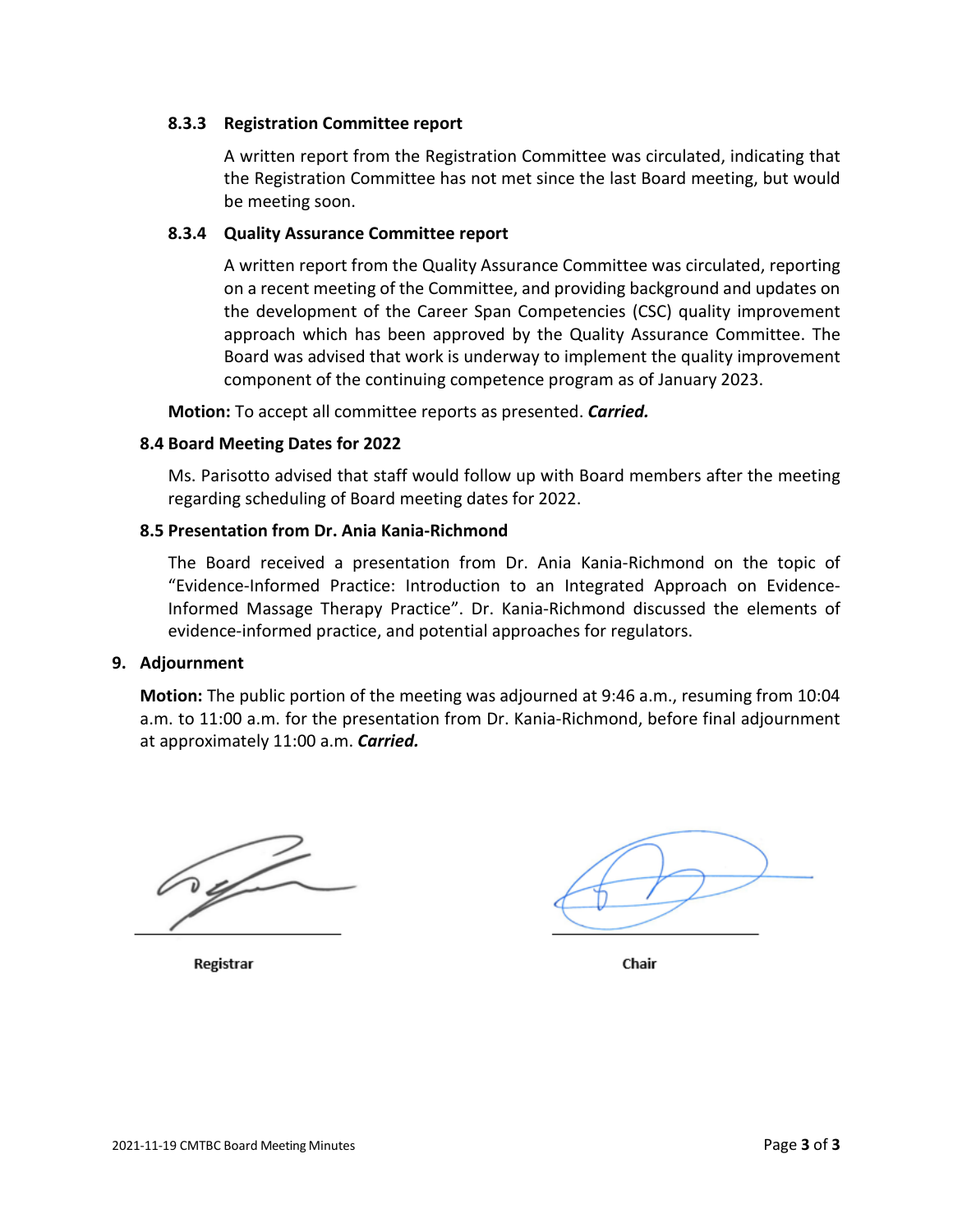#### 8.3.3 Registration Committee report

A written report from the Registration Committee was circulated, indicating that the Registration Committee has not met since the last Board meeting, but would be meeting soon.

#### 8.3.4 Quality Assurance Committee report

A written report from the Quality Assurance Committee was circulated, reporting on a recent meeting of the Committee, and providing background and updates on the development of the Career Span Competencies (CSC) quality improvement approach which has been approved by the Quality Assurance Committee. The Board was advised that work is underway to implement the quality improvement component of the continuing competence program as of January 2023.

**Motion:** To accept all committee reports as presented. ***Carried.***

### 8.4 Board Meeting Dates for 2022

Ms. Parisotto advised that staff would follow up with Board members after the meeting regarding scheduling of Board meeting dates for 2022.

### 8.5 Presentation from Dr. Ania Kania-Richmond

The Board received a presentation from Dr. Ania Kania-Richmond on the topic of "Evidence-Informed Practice: Introduction to an Integrated Approach on Evidence-Informed Massage Therapy Practice". Dr. Kania-Richmond discussed the elements of evidence-informed practice, and potential approaches for regulators.

## 9. Adjournment

**Motion:** The public portion of the meeting was adjourned at 9:46 a.m., resuming from 10:04 a.m. to 11:00 a.m. for the presentation from Dr. Kania-Richmond, before final adjournment at approximately 11:00 a.m. ***Carried.***

Registrar

Chair